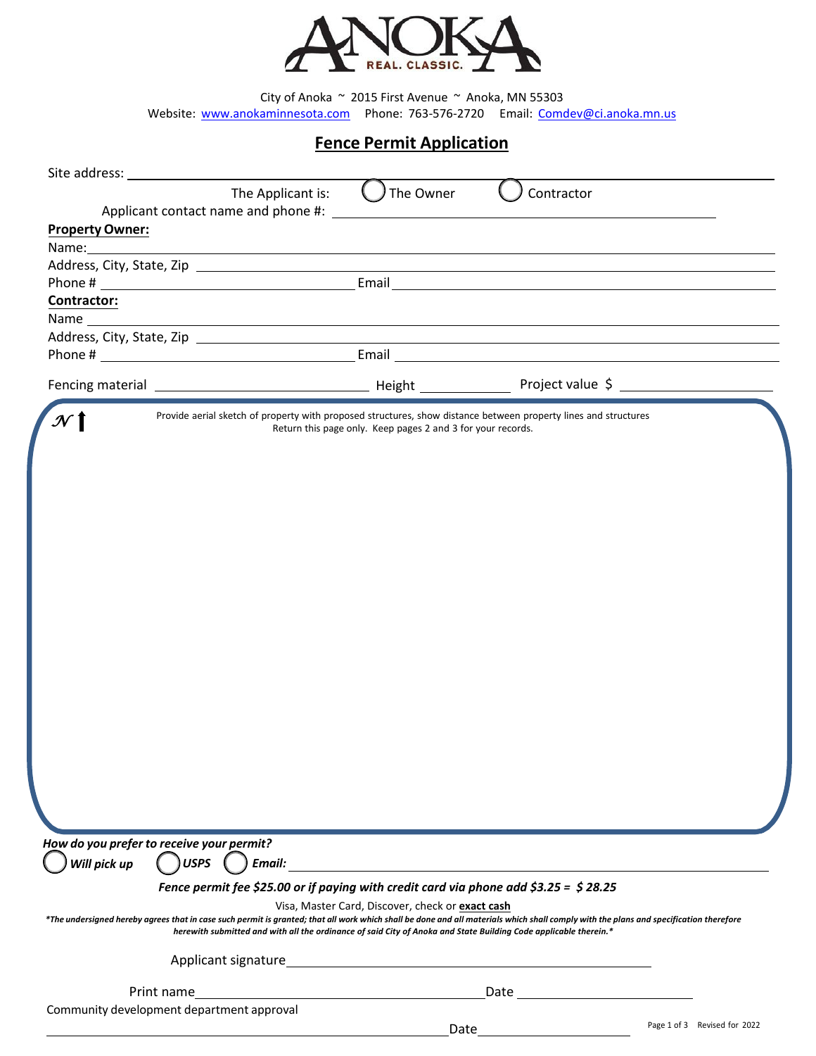ANOKA REAL. CLASSIC.

City of Anoka ~ 2015 First Avenue ~ Anoka, MN 55303

Website: www.anokaminnesota.com Phone: 763-576-2720 Email: Comdev@ci.anoka.mn.us

# Fence Permit Application

Site address: ______________________________

The Applicant is: ◯ The Owner ◯ Contractor

Applicant contact name and phone #: ______________________________

**Property Owner:**

Name: ______________________________

Address, City, State, Zip ______________________________

Phone # ______________________________ Email ______________________________

**Contractor:**

Name ______________________________

Address, City, State, Zip ______________________________

Phone # ______________________________ Email ______________________________

Fencing material ______________________________ Height ______________ Project value $ ______________

N ↑

Provide aerial sketch of property with proposed structures, show distance between property lines and structures

Return this page only. Keep pages 2 and 3 for your records.

***How do you prefer to receive your permit?***

◯ ***Will pick up*** ◯ ***USPS*** ◯ ***Email:*** ______________________________

***Fence permit fee $25.00 or if paying with credit card via phone add $3.25 = $ 28.25***

Visa, Master Card, Discover, check or **exact cash**

***\*The undersigned hereby agrees that in case such permit is granted; that all work which shall be done and all materials which shall comply with the plans and specification therefore herewith submitted and with all the ordinance of said City of Anoka and State Building Code applicable therein.\****

Applicant signature ______________________________

Print name ______________________________ Date ______________

Community development department approval

______________________________ Date ______________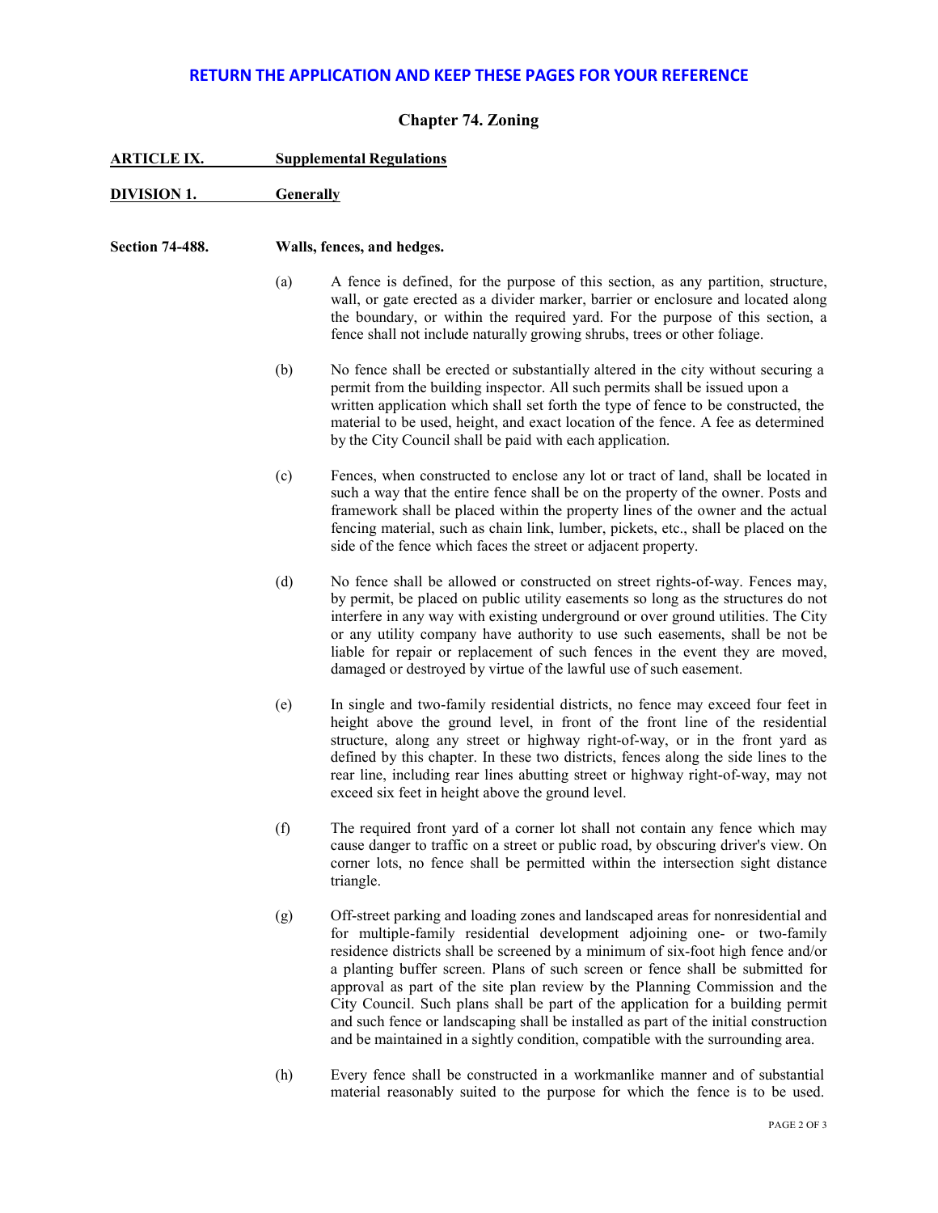**RETURN THE APPLICATION AND KEEP THESE PAGES FOR YOUR REFERENCE**

## Chapter 74. Zoning

**ARTICLE IX. Supplemental Regulations**

**DIVISION 1. Generally**

**Section 74-488. Walls, fences, and hedges.**

(a) A fence is defined, for the purpose of this section, as any partition, structure, wall, or gate erected as a divider marker, barrier or enclosure and located along the boundary, or within the required yard. For the purpose of this section, a fence shall not include naturally growing shrubs, trees or other foliage.

(b) No fence shall be erected or substantially altered in the city without securing a permit from the building inspector. All such permits shall be issued upon a written application which shall set forth the type of fence to be constructed, the material to be used, height, and exact location of the fence. A fee as determined by the City Council shall be paid with each application.

(c) Fences, when constructed to enclose any lot or tract of land, shall be located in such a way that the entire fence shall be on the property of the owner. Posts and framework shall be placed within the property lines of the owner and the actual fencing material, such as chain link, lumber, pickets, etc., shall be placed on the side of the fence which faces the street or adjacent property.

(d) No fence shall be allowed or constructed on street rights-of-way. Fences may, by permit, be placed on public utility easements so long as the structures do not interfere in any way with existing underground or over ground utilities. The City or any utility company have authority to use such easements, shall be not be liable for repair or replacement of such fences in the event they are moved, damaged or destroyed by virtue of the lawful use of such easement.

(e) In single and two-family residential districts, no fence may exceed four feet in height above the ground level, in front of the front line of the residential structure, along any street or highway right-of-way, or in the front yard as defined by this chapter. In these two districts, fences along the side lines to the rear line, including rear lines abutting street or highway right-of-way, may not exceed six feet in height above the ground level.

(f) The required front yard of a corner lot shall not contain any fence which may cause danger to traffic on a street or public road, by obscuring driver's view. On corner lots, no fence shall be permitted within the intersection sight distance triangle.

(g) Off-street parking and loading zones and landscaped areas for nonresidential and for multiple-family residential development adjoining one- or two-family residence districts shall be screened by a minimum of six-foot high fence and/or a planting buffer screen. Plans of such screen or fence shall be submitted for approval as part of the site plan review by the Planning Commission and the City Council. Such plans shall be part of the application for a building permit and such fence or landscaping shall be installed as part of the initial construction and be maintained in a sightly condition, compatible with the surrounding area.

(h) Every fence shall be constructed in a workmanlike manner and of substantial material reasonably suited to the purpose for which the fence is to be used.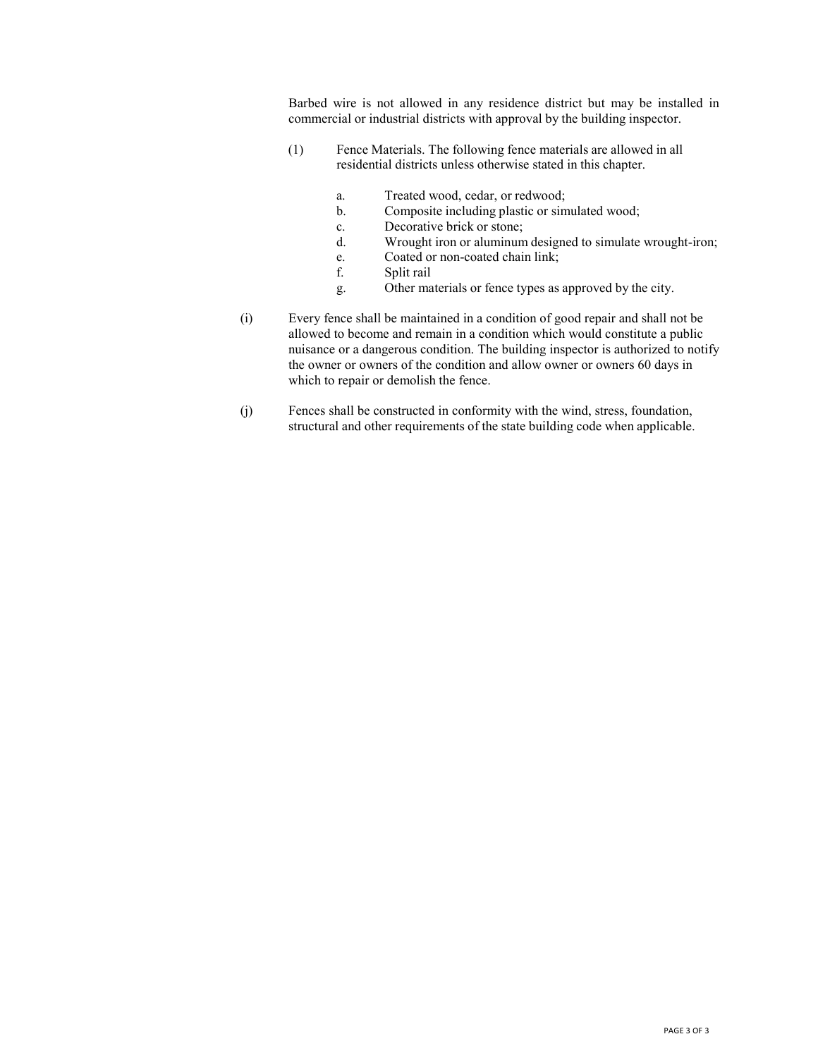Barbed wire is not allowed in any residence district but may be installed in commercial or industrial districts with approval by the building inspector.

(1) Fence Materials. The following fence materials are allowed in all residential districts unless otherwise stated in this chapter.

a. Treated wood, cedar, or redwood;
b. Composite including plastic or simulated wood;
c. Decorative brick or stone;
d. Wrought iron or aluminum designed to simulate wrought-iron;
e. Coated or non-coated chain link;
f. Split rail
g. Other materials or fence types as approved by the city.

(i) Every fence shall be maintained in a condition of good repair and shall not be allowed to become and remain in a condition which would constitute a public nuisance or a dangerous condition. The building inspector is authorized to notify the owner or owners of the condition and allow owner or owners 60 days in which to repair or demolish the fence.

(j) Fences shall be constructed in conformity with the wind, stress, foundation, structural and other requirements of the state building code when applicable.